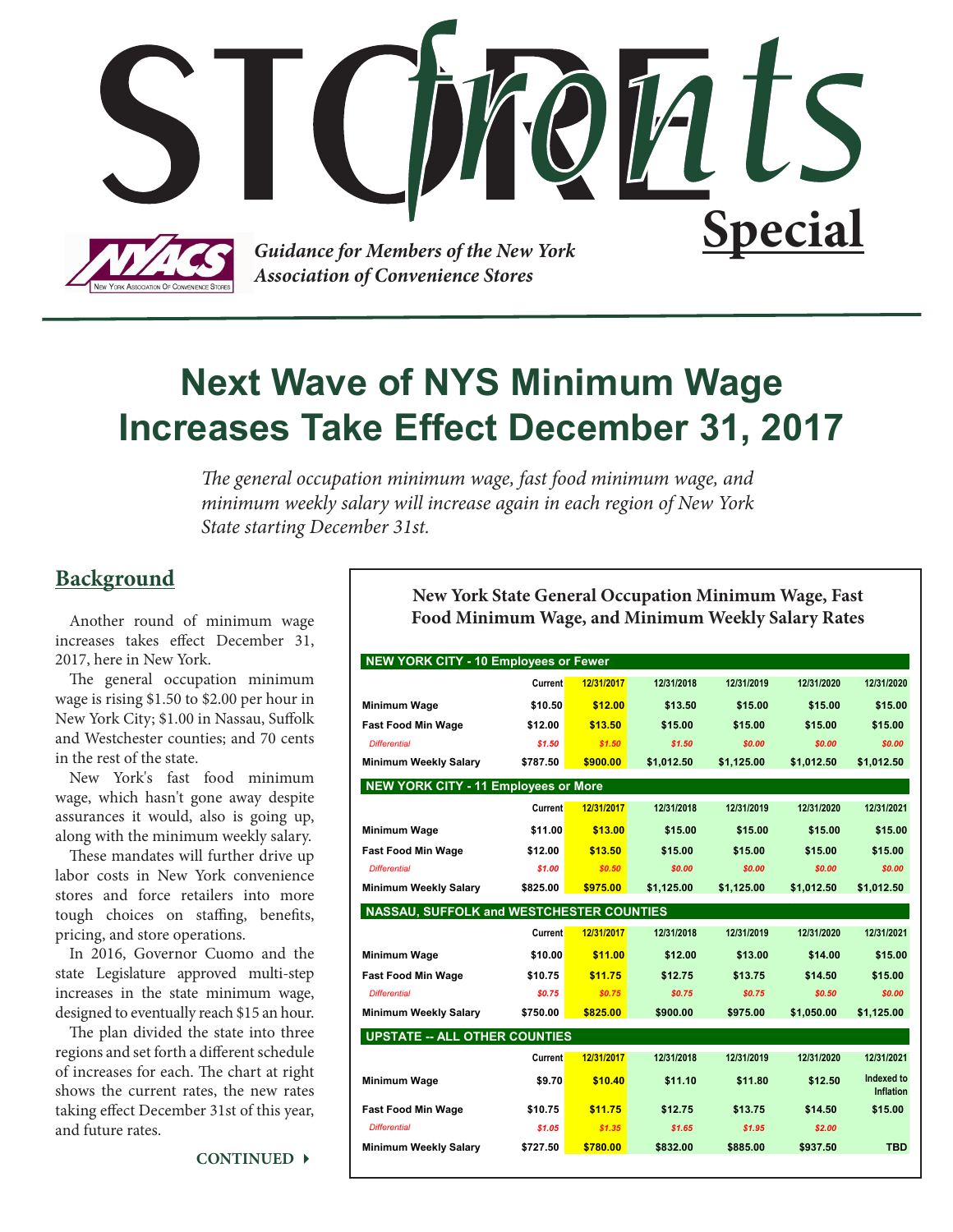# STOREfronts Special

*Guidance for Members of the New York Association of Convenience Stores*

# Next Wave of NYS Minimum Wage Increases Take Effect December 31, 2017

*The general occupation minimum wage, fast food minimum wage, and minimum weekly salary will increase again in each region of New York State starting December 31st.*

## Background

Another round of minimum wage increases takes effect December 31, 2017, here in New York.

The general occupation minimum wage is rising $1.50 to $2.00 per hour in New York City; $1.00 in Nassau, Suffolk and Westchester counties; and 70 cents in the rest of the state.

New York's fast food minimum wage, which hasn't gone away despite assurances it would, also is going up, along with the minimum weekly salary.

These mandates will further drive up labor costs in New York convenience stores and force retailers into more tough choices on staffing, benefits, pricing, and store operations.

In 2016, Governor Cuomo and the state Legislature approved multi-step increases in the state minimum wage, designed to eventually reach $15 an hour.

The plan divided the state into three regions and set forth a different schedule of increases for each. The chart at right shows the current rates, the new rates taking effect December 31st of this year, and future rates.

CONTINUED ▸

### New York State General Occupation Minimum Wage, Fast Food Minimum Wage, and Minimum Weekly Salary Rates

**NEW YORK CITY - 10 Employees or Fewer**

| | Current | 12/31/2017 | 12/31/2018 | 12/31/2019 | 12/31/2020 | 12/31/2020 |
|---|---|---|---|---|---|---|
| Minimum Wage | $10.50 | $12.00 | $13.50 | $15.00 | $15.00 | $15.00 |
| Fast Food Min Wage | $12.00 | $13.50 | $15.00 | $15.00 | $15.00 | $15.00 |
| *Differential* | *$1.50* | *$1.50* | *$1.50* | *$0.00* | *$0.00* | *$0.00* |
| Minimum Weekly Salary | $787.50 | $900.00 | $1,012.50 | $1,125.00 | $1,012.50 | $1,012.50 |

**NEW YORK CITY - 11 Employees or More**

| | Current | 12/31/2017 | 12/31/2018 | 12/31/2019 | 12/31/2020 | 12/31/2021 |
|---|---|---|---|---|---|---|
| Minimum Wage | $11.00 | $13.00 | $15.00 | $15.00 | $15.00 | $15.00 |
| Fast Food Min Wage | $12.00 | $13.50 | $15.00 | $15.00 | $15.00 | $15.00 |
| *Differential* | *$1.00* | *$0.50* | *$0.00* | *$0.00* | *$0.00* | *$0.00* |
| Minimum Weekly Salary | $825.00 | $975.00 | $1,125.00 | $1,125.00 | $1,012.50 | $1,012.50 |

**NASSAU, SUFFOLK and WESTCHESTER COUNTIES**

| | Current | 12/31/2017 | 12/31/2018 | 12/31/2019 | 12/31/2020 | 12/31/2021 |
|---|---|---|---|---|---|---|
| Minimum Wage | $10.00 | $11.00 | $12.00 | $13.00 | $14.00 | $15.00 |
| Fast Food Min Wage | $10.75 | $11.75 | $12.75 | $13.75 | $14.50 | $15.00 |
| *Differential* | *$0.75* | *$0.75* | *$0.75* | *$0.75* | *$0.50* | *$0.00* |
| Minimum Weekly Salary | $750.00 | $825.00 | $900.00 | $975.00 | $1,050.00 | $1,125.00 |

**UPSTATE -- ALL OTHER COUNTIES**

| | Current | 12/31/2017 | 12/31/2018 | 12/31/2019 | 12/31/2020 | 12/31/2021 |
|---|---|---|---|---|---|---|
| Minimum Wage | $9.70 | $10.40 | $11.10 | $11.80 | $12.50 | Indexed to Inflation |
| Fast Food Min Wage | $10.75 | $11.75 | $12.75 | $13.75 | $14.50 | $15.00 |
| *Differential* | *$1.05* | *$1.35* | *$1.65* | *$1.95* | *$2.00* | |
| Minimum Weekly Salary | $727.50 | $780.00 | $832.00 | $885.00 | $937.50 | TBD |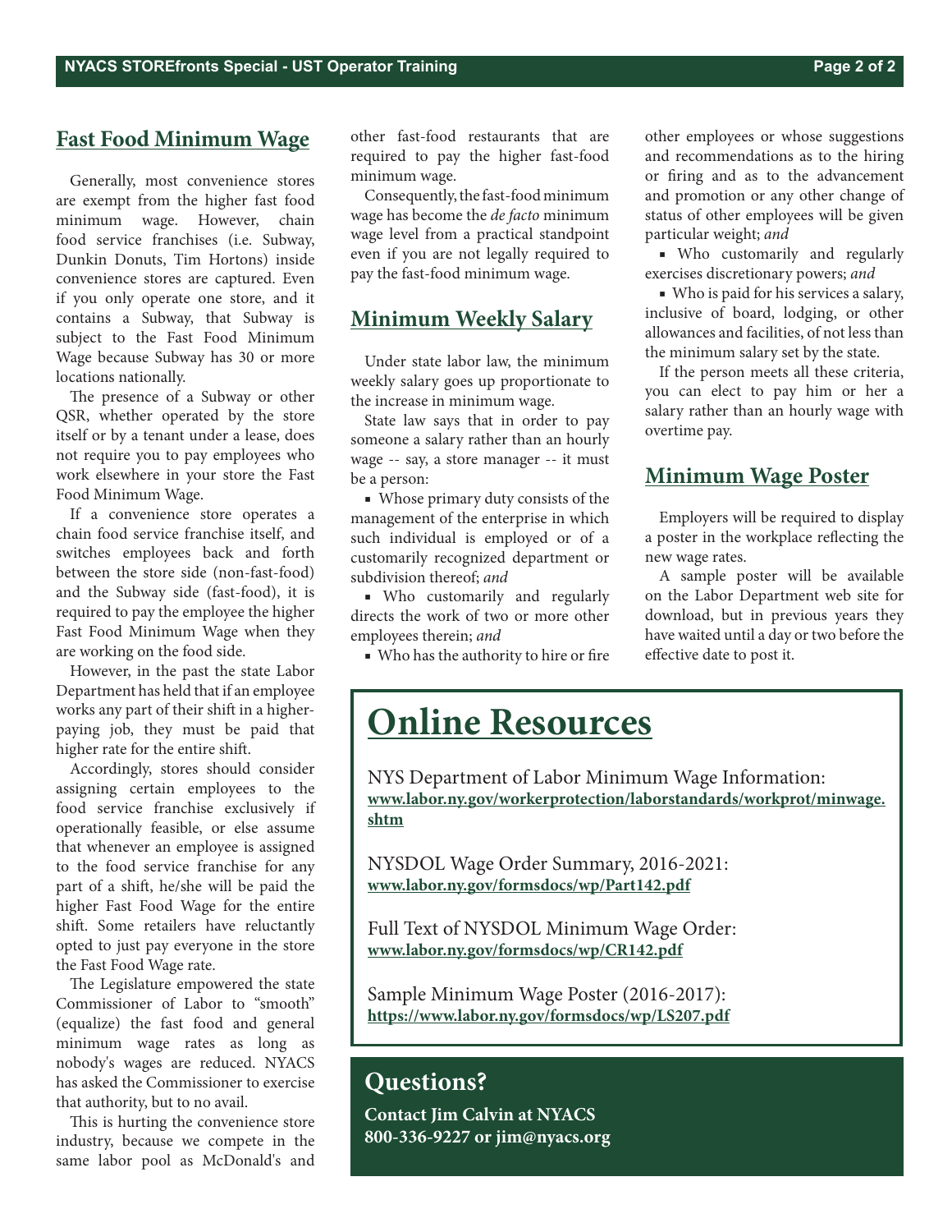## Fast Food Minimum Wage

Generally, most convenience stores are exempt from the higher fast food minimum wage. However, chain food service franchises (i.e. Subway, Dunkin Donuts, Tim Hortons) inside convenience stores are captured. Even if you only operate one store, and it contains a Subway, that Subway is subject to the Fast Food Minimum Wage because Subway has 30 or more locations nationally.

The presence of a Subway or other QSR, whether operated by the store itself or by a tenant under a lease, does not require you to pay employees who work elsewhere in your store the Fast Food Minimum Wage.

If a convenience store operates a chain food service franchise itself, and switches employees back and forth between the store side (non-fast-food) and the Subway side (fast-food), it is required to pay the employee the higher Fast Food Minimum Wage when they are working on the food side.

However, in the past the state Labor Department has held that if an employee works any part of their shift in a higher-paying job, they must be paid that higher rate for the entire shift.

Accordingly, stores should consider assigning certain employees to the food service franchise exclusively if operationally feasible, or else assume that whenever an employee is assigned to the food service franchise for any part of a shift, he/she will be paid the higher Fast Food Wage for the entire shift. Some retailers have reluctantly opted to just pay everyone in the store the Fast Food Wage rate.

The Legislature empowered the state Commissioner of Labor to "smooth" (equalize) the fast food and general minimum wage rates as long as nobody's wages are reduced. NYACS has asked the Commissioner to exercise that authority, but to no avail.

This is hurting the convenience store industry, because we compete in the same labor pool as McDonald's and other fast-food restaurants that are required to pay the higher fast-food minimum wage.

Consequently, the fast-food minimum wage has become the *de facto* minimum wage level from a practical standpoint even if you are not legally required to pay the fast-food minimum wage.

## Minimum Weekly Salary

Under state labor law, the minimum weekly salary goes up proportionate to the increase in minimum wage.

State law says that in order to pay someone a salary rather than an hourly wage -- say, a store manager -- it must be a person:

- Whose primary duty consists of the management of the enterprise in which such individual is employed or of a customarily recognized department or subdivision thereof; *and*
- Who customarily and regularly directs the work of two or more other employees therein; *and*
- Who has the authority to hire or fire other employees or whose suggestions and recommendations as to the hiring or firing and as to the advancement and promotion or any other change of status of other employees will be given particular weight; *and*
- Who customarily and regularly exercises discretionary powers; *and*
- Who is paid for his services a salary, inclusive of board, lodging, or other allowances and facilities, of not less than the minimum salary set by the state.

If the person meets all these criteria, you can elect to pay him or her a salary rather than an hourly wage with overtime pay.

## Minimum Wage Poster

Employers will be required to display a poster in the workplace reflecting the new wage rates.

A sample poster will be available on the Labor Department web site for download, but in previous years they have waited until a day or two before the effective date to post it.

# Online Resources

NYS Department of Labor Minimum Wage Information:
**www.labor.ny.gov/workerprotection/laborstandards/workprot/minwage.shtm**

NYSDOL Wage Order Summary, 2016-2021:
**www.labor.ny.gov/formsdocs/wp/Part142.pdf**

Full Text of NYSDOL Minimum Wage Order:
**www.labor.ny.gov/formsdocs/wp/CR142.pdf**

Sample Minimum Wage Poster (2016-2017):
**https://www.labor.ny.gov/formsdocs/wp/LS207.pdf**

## Questions?

**Contact Jim Calvin at NYACS**
**800-336-9227 or jim@nyacs.org**